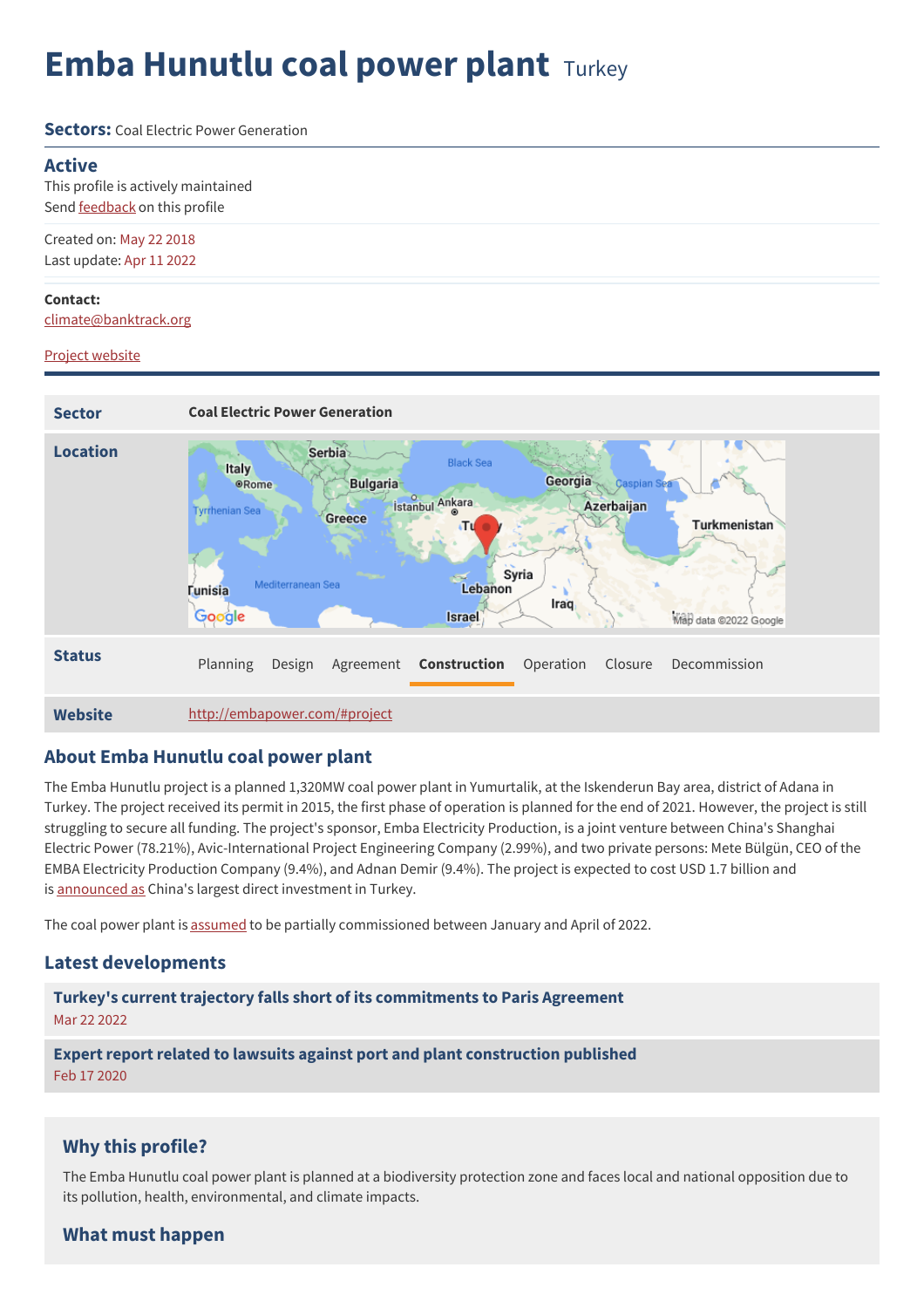# Emba Hunutlu coal power plant Turkey

**Sectors:** Coal Electric Power Generation

## Active

This profile is actively maintained
Send feedback on this profile

Created on: May 22 2018
Last update: Apr 11 2022

**Contact:**
climate@banktrack.org

Project website

| | |
|---|---|
| **Sector** | **Coal Electric Power Generation** |
| **Location** | |
| **Status** | Planning · Design · Agreement · **Construction** · Operation · Closure · Decommission |
| **Website** | http://embapower.com/#project |

## About Emba Hunutlu coal power plant

The Emba Hunutlu project is a planned 1,320MW coal power plant in Yumurtalik, at the Iskenderun Bay area, district of Adana in Turkey. The project received its permit in 2015, the first phase of operation is planned for the end of 2021. However, the project is still struggling to secure all funding. The project's sponsor, Emba Electricity Production, is a joint venture between China's Shanghai Electric Power (78.21%), Avic-International Project Engineering Company (2.99%), and two private persons: Mete Bülgün, CEO of the EMBA Electricity Production Company (9.4%), and Adnan Demir (9.4%). The project is expected to cost USD 1.7 billion and is announced as China's largest direct investment in Turkey.

The coal power plant is assumed to be partially commissioned between January and April of 2022.

## Latest developments

**Turkey's current trajectory falls short of its commitments to Paris Agreement**
Mar 22 2022

**Expert report related to lawsuits against port and plant construction published**
Feb 17 2020

### Why this profile?

The Emba Hunutlu coal power plant is planned at a biodiversity protection zone and faces local and national opposition due to its pollution, health, environmental, and climate impacts.

### What must happen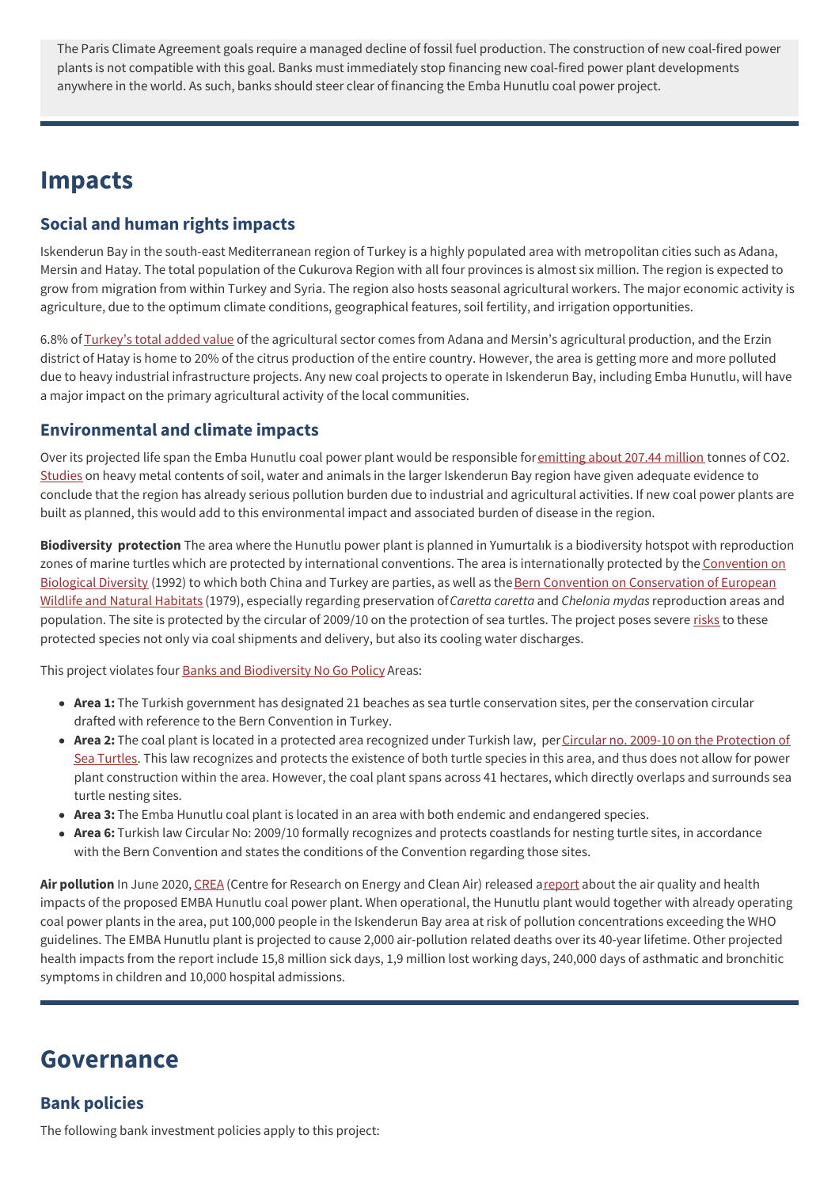The Paris Climate Agreement goals require a managed decline of fossil fuel production. The construction of new coal-fired power plants is not compatible with this goal. Banks must immediately stop financing new coal-fired power plant developments anywhere in the world. As such, banks should steer clear of financing the Emba Hunutlu coal power project.

# Impacts

## Social and human rights impacts

Iskenderun Bay in the south-east Mediterranean region of Turkey is a highly populated area with metropolitan cities such as Adana, Mersin and Hatay. The total population of the Cukurova Region with all four provinces is almost six million. The region is expected to grow from migration from within Turkey and Syria. The region also hosts seasonal agricultural workers. The major economic activity is agriculture, due to the optimum climate conditions, geographical features, soil fertility, and irrigation opportunities.

6.8% of Turkey's total added value of the agricultural sector comes from Adana and Mersin's agricultural production, and the Erzin district of Hatay is home to 20% of the citrus production of the entire country. However, the area is getting more and more polluted due to heavy industrial infrastructure projects. Any new coal projects to operate in Iskenderun Bay, including Emba Hunutlu, will have a major impact on the primary agricultural activity of the local communities.

## Environmental and climate impacts

Over its projected life span the Emba Hunutlu coal power plant would be responsible for emitting about 207.44 million tonnes of $CO_2$. Studies on heavy metal contents of soil, water and animals in the larger Iskenderun Bay region have given adequate evidence to conclude that the region has already serious pollution burden due to industrial and agricultural activities. If new coal power plants are built as planned, this would add to this environmental impact and associated burden of disease in the region.

**Biodiversity protection** The area where the Hunutlu power plant is planned in Yumurtalık is a biodiversity hotspot with reproduction zones of marine turtles which are protected by international conventions. The area is internationally protected by the Convention on Biological Diversity (1992) to which both China and Turkey are parties, as well as the Bern Convention on Conservation of European Wildlife and Natural Habitats (1979), especially regarding preservation of *Caretta caretta* and *Chelonia mydas* reproduction areas and population. The site is protected by the circular of 2009/10 on the protection of sea turtles. The project poses severe risks to these protected species not only via coal shipments and delivery, but also its cooling water discharges.

This project violates four Banks and Biodiversity No Go Policy Areas:

- **Area 1:** The Turkish government has designated 21 beaches as sea turtle conservation sites, per the conservation circular drafted with reference to the Bern Convention in Turkey.
- **Area 2:** The coal plant is located in a protected area recognized under Turkish law, per Circular no. 2009-10 on the Protection of Sea Turtles. This law recognizes and protects the existence of both turtle species in this area, and thus does not allow for power plant construction within the area. However, the coal plant spans across 41 hectares, which directly overlaps and surrounds sea turtle nesting sites.
- **Area 3:** The Emba Hunutlu coal plant is located in an area with both endemic and endangered species.
- **Area 6:** Turkish law Circular No: 2009/10 formally recognizes and protects coastlands for nesting turtle sites, in accordance with the Bern Convention and states the conditions of the Convention regarding those sites.

**Air pollution** In June 2020, CREA (Centre for Research on Energy and Clean Air) released a report about the air quality and health impacts of the proposed EMBA Hunutlu coal power plant. When operational, the Hunutlu plant would together with already operating coal power plants in the area, put 100,000 people in the Iskenderun Bay area at risk of pollution concentrations exceeding the WHO guidelines. The EMBA Hunutlu plant is projected to cause 2,000 air-pollution related deaths over its 40-year lifetime. Other projected health impacts from the report include 15,8 million sick days, 1,9 million lost working days, 240,000 days of asthmatic and bronchitic symptoms in children and 10,000 hospital admissions.

# Governance

## Bank policies

The following bank investment policies apply to this project: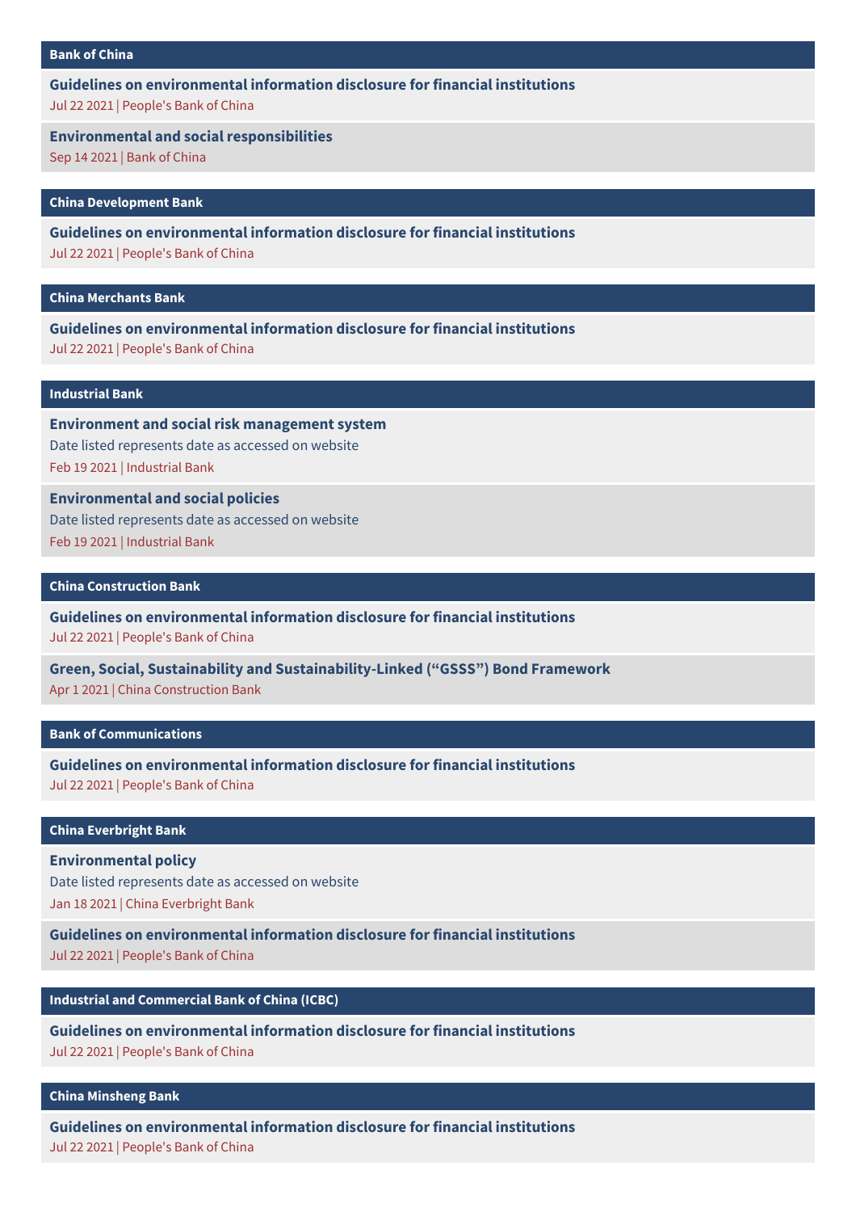## Bank of China

**Guidelines on environmental information disclosure for financial institutions**
Jul 22 2021 | People's Bank of China

**Environmental and social responsibilities**
Sep 14 2021 | Bank of China

## China Development Bank

**Guidelines on environmental information disclosure for financial institutions**
Jul 22 2021 | People's Bank of China

## China Merchants Bank

**Guidelines on environmental information disclosure for financial institutions**
Jul 22 2021 | People's Bank of China

## Industrial Bank

**Environment and social risk management system**
Date listed represents date as accessed on website
Feb 19 2021 | Industrial Bank

**Environmental and social policies**
Date listed represents date as accessed on website
Feb 19 2021 | Industrial Bank

## China Construction Bank

**Guidelines on environmental information disclosure for financial institutions**
Jul 22 2021 | People's Bank of China

**Green, Social, Sustainability and Sustainability-Linked (“GSSS”) Bond Framework**
Apr 1 2021 | China Construction Bank

## Bank of Communications

**Guidelines on environmental information disclosure for financial institutions**
Jul 22 2021 | People's Bank of China

## China Everbright Bank

**Environmental policy**
Date listed represents date as accessed on website
Jan 18 2021 | China Everbright Bank

**Guidelines on environmental information disclosure for financial institutions**
Jul 22 2021 | People's Bank of China

## Industrial and Commercial Bank of China (ICBC)

**Guidelines on environmental information disclosure for financial institutions**
Jul 22 2021 | People's Bank of China

## China Minsheng Bank

**Guidelines on environmental information disclosure for financial institutions**
Jul 22 2021 | People's Bank of China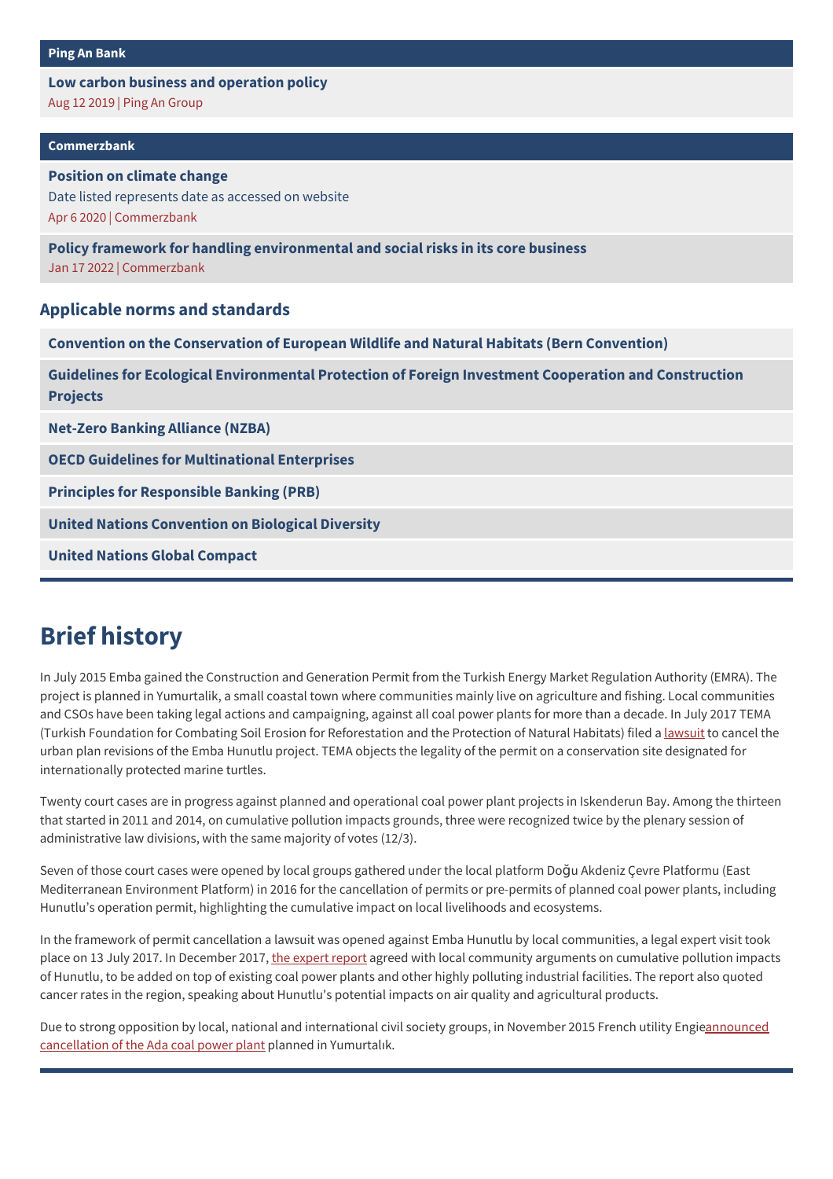**Ping An Bank**

**Low carbon business and operation policy**
Aug 12 2019 | Ping An Group

**Commerzbank**

**Position on climate change**
Date listed represents date as accessed on website
Apr 6 2020 | Commerzbank

**Policy framework for handling environmental and social risks in its core business**
Jan 17 2022 | Commerzbank

## Applicable norms and standards

- **Convention on the Conservation of European Wildlife and Natural Habitats (Bern Convention)**
- **Guidelines for Ecological Environmental Protection of Foreign Investment Cooperation and Construction Projects**
- **Net-Zero Banking Alliance (NZBA)**
- **OECD Guidelines for Multinational Enterprises**
- **Principles for Responsible Banking (PRB)**
- **United Nations Convention on Biological Diversity**
- **United Nations Global Compact**

# Brief history

In July 2015 Emba gained the Construction and Generation Permit from the Turkish Energy Market Regulation Authority (EMRA). The project is planned in Yumurtalik, a small coastal town where communities mainly live on agriculture and fishing. Local communities and CSOs have been taking legal actions and campaigning, against all coal power plants for more than a decade. In July 2017 TEMA (Turkish Foundation for Combating Soil Erosion for Reforestation and the Protection of Natural Habitats) filed a lawsuit to cancel the urban plan revisions of the Emba Hunutlu project. TEMA objects the legality of the permit on a conservation site designated for internationally protected marine turtles.

Twenty court cases are in progress against planned and operational coal power plant projects in Iskenderun Bay. Among the thirteen that started in 2011 and 2014, on cumulative pollution impacts grounds, three were recognized twice by the plenary session of administrative law divisions, with the same majority of votes (12/3).

Seven of those court cases were opened by local groups gathered under the local platform Doğu Akdeniz Çevre Platformu (East Mediterranean Environment Platform) in 2016 for the cancellation of permits or pre-permits of planned coal power plants, including Hunutlu's operation permit, highlighting the cumulative impact on local livelihoods and ecosystems.

In the framework of permit cancellation a lawsuit was opened against Emba Hunutlu by local communities, a legal expert visit took place on 13 July 2017. In December 2017, the expert report agreed with local community arguments on cumulative pollution impacts of Hunutlu, to be added on top of existing coal power plants and other highly polluting industrial facilities. The report also quoted cancer rates in the region, speaking about Hunutlu's potential impacts on air quality and agricultural products.

Due to strong opposition by local, national and international civil society groups, in November 2015 French utility Engieannounced cancellation of the Ada coal power plant planned in Yumurtalık.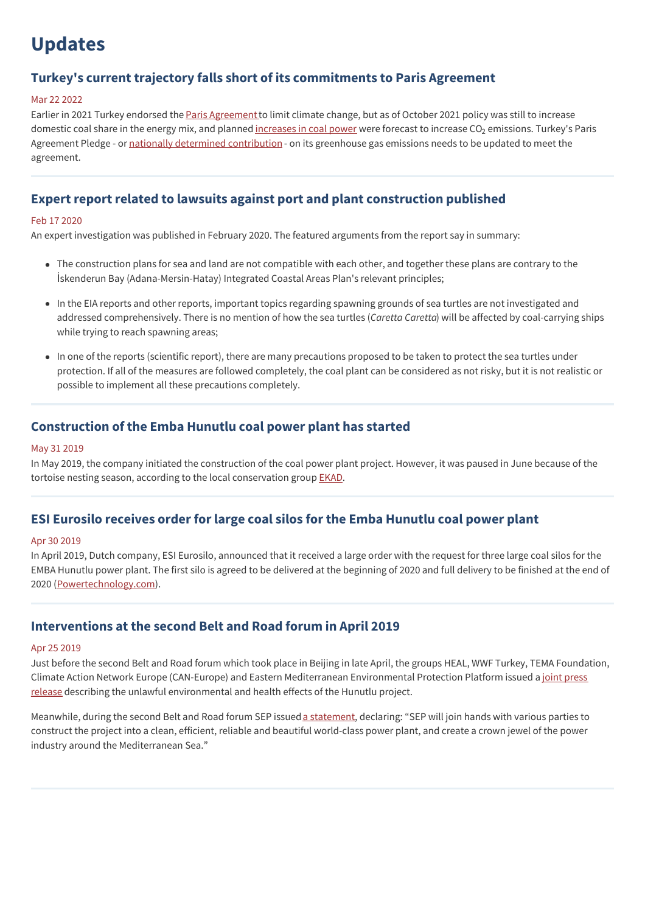# Updates

## Turkey's current trajectory falls short of its commitments to Paris Agreement

Mar 22 2022

Earlier in 2021 Turkey endorsed the Paris Agreement to limit climate change, but as of October 2021 policy was still to increase domestic coal share in the energy mix, and planned increases in coal power were forecast to increase $CO_2$ emissions. Turkey's Paris Agreement Pledge - or nationally determined contribution - on its greenhouse gas emissions needs to be updated to meet the agreement.

## Expert report related to lawsuits against port and plant construction published

Feb 17 2020

An expert investigation was published in February 2020. The featured arguments from the report say in summary:

- The construction plans for sea and land are not compatible with each other, and together these plans are contrary to the İskenderun Bay (Adana-Mersin-Hatay) Integrated Coastal Areas Plan's relevant principles;
- In the EIA reports and other reports, important topics regarding spawning grounds of sea turtles are not investigated and addressed comprehensively. There is no mention of how the sea turtles (*Caretta Caretta*) will be affected by coal-carrying ships while trying to reach spawning areas;
- In one of the reports (scientific report), there are many precautions proposed to be taken to protect the sea turtles under protection. If all of the measures are followed completely, the coal plant can be considered as not risky, but it is not realistic or possible to implement all these precautions completely.

## Construction of the Emba Hunutlu coal power plant has started

May 31 2019

In May 2019, the company initiated the construction of the coal power plant project. However, it was paused in June because of the tortoise nesting season, according to the local conservation group EKAD.

## ESI Eurosilo receives order for large coal silos for the Emba Hunutlu coal power plant

Apr 30 2019

In April 2019, Dutch company, ESI Eurosilo, announced that it received a large order with the request for three large coal silos for the EMBA Hunutlu power plant. The first silo is agreed to be delivered at the beginning of 2020 and full delivery to be finished at the end of 2020 (Powertechnology.com).

## Interventions at the second Belt and Road forum in April 2019

Apr 25 2019

Just before the second Belt and Road forum which took place in Beijing in late April, the groups HEAL, WWF Turkey, TEMA Foundation, Climate Action Network Europe (CAN-Europe) and Eastern Mediterranean Environmental Protection Platform issued a joint press release describing the unlawful environmental and health effects of the Hunutlu project.

Meanwhile, during the second Belt and Road forum SEP issued a statement, declaring: "SEP will join hands with various parties to construct the project into a clean, efficient, reliable and beautiful world-class power plant, and create a crown jewel of the power industry around the Mediterranean Sea."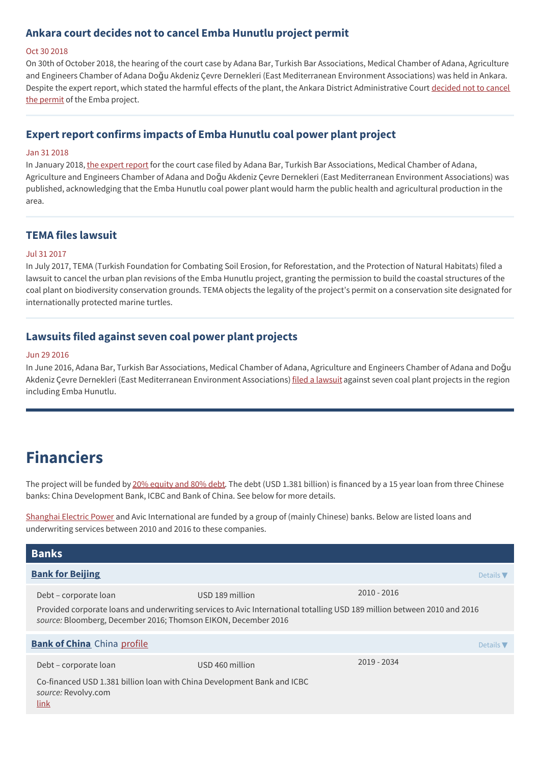### Ankara court decides not to cancel Emba Hunutlu project permit

Oct 30 2018

On 30th of October 2018, the hearing of the court case by Adana Bar, Turkish Bar Associations, Medical Chamber of Adana, Agriculture and Engineers Chamber of Adana Doğu Akdeniz Çevre Dernekleri (East Mediterranean Environment Associations) was held in Ankara. Despite the expert report, which stated the harmful effects of the plant, the Ankara District Administrative Court decided not to cancel the permit of the Emba project.

### Expert report confirms impacts of Emba Hunutlu coal power plant project

Jan 31 2018

In January 2018, the expert report for the court case filed by Adana Bar, Turkish Bar Associations, Medical Chamber of Adana, Agriculture and Engineers Chamber of Adana and Doğu Akdeniz Çevre Dernekleri (East Mediterranean Environment Associations) was published, acknowledging that the Emba Hunutlu coal power plant would harm the public health and agricultural production in the area.

### TEMA files lawsuit

Jul 31 2017

In July 2017, TEMA (Turkish Foundation for Combating Soil Erosion, for Reforestation, and the Protection of Natural Habitats) filed a lawsuit to cancel the urban plan revisions of the Emba Hunutlu project, granting the permission to build the coastal structures of the coal plant on biodiversity conservation grounds. TEMA objects the legality of the project's permit on a conservation site designated for internationally protected marine turtles.

### Lawsuits filed against seven coal power plant projects

Jun 29 2016

In June 2016, Adana Bar, Turkish Bar Associations, Medical Chamber of Adana, Agriculture and Engineers Chamber of Adana and Doğu Akdeniz Çevre Dernekleri (East Mediterranean Environment Associations) filed a lawsuit against seven coal plant projects in the region including Emba Hunutlu.

# Financiers

The project will be funded by 20% equity and 80% debt. The debt (USD 1.381 billion) is financed by a 15 year loan from three Chinese banks: China Development Bank, ICBC and Bank of China. See below for more details.

Shanghai Electric Power and Avic International are funded by a group of (mainly Chinese) banks. Below are listed loans and underwriting services between 2010 and 2016 to these companies.

## Banks

**Bank for Beijing**

Details ▼

| Debt – corporate loan | USD 189 million | 2010 - 2016 |
|---|---|---|

Provided corporate loans and underwriting services to Avic International totalling USD 189 million between 2010 and 2016
*source:* Bloomberg, December 2016; Thomson EIKON, December 2016

**Bank of China** China profile

Details ▼

| Debt – corporate loan | USD 460 million | 2019 - 2034 |
|---|---|---|

Co-financed USD 1.381 billion loan with China Development Bank and ICBC
*source:* Revolvy.com
link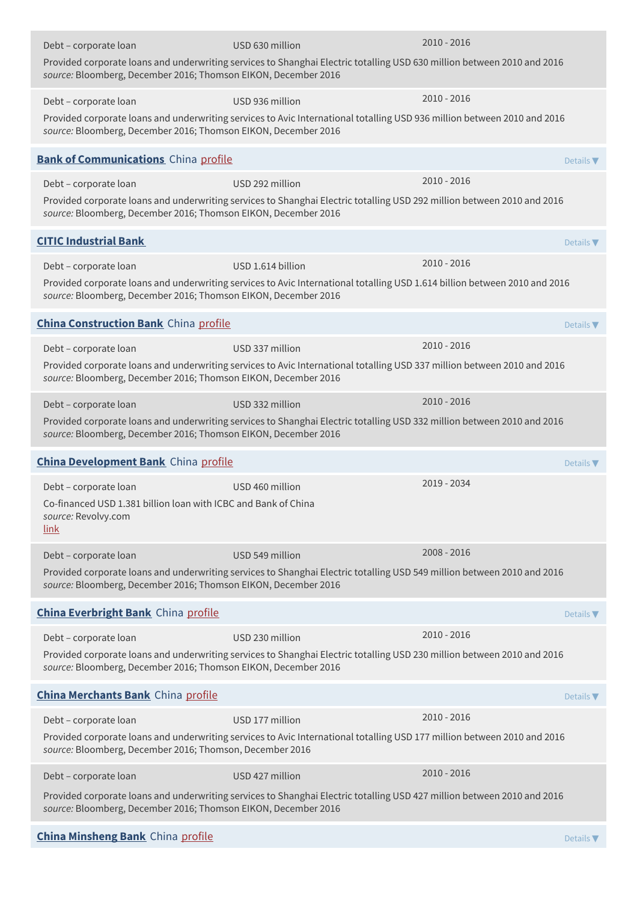Debt – corporate loan | USD 630 million | 2010 - 2016

Provided corporate loans and underwriting services to Shanghai Electric totalling USD 630 million between 2010 and 2016
*source:* Bloomberg, December 2016; Thomson EIKON, December 2016

Debt – corporate loan | USD 936 million | 2010 - 2016

Provided corporate loans and underwriting services to Avic International totalling USD 936 million between 2010 and 2016
*source:* Bloomberg, December 2016; Thomson EIKON, December 2016

## **Bank of Communications** China profile

Details ▼

Debt – corporate loan | USD 292 million | 2010 - 2016

Provided corporate loans and underwriting services to Shanghai Electric totalling USD 292 million between 2010 and 2016
*source:* Bloomberg, December 2016; Thomson EIKON, December 2016

## **CITIC Industrial Bank**

Details ▼

Debt – corporate loan | USD 1.614 billion | 2010 - 2016

Provided corporate loans and underwriting services to Avic International totalling USD 1.614 billion between 2010 and 2016
*source:* Bloomberg, December 2016; Thomson EIKON, December 2016

## **China Construction Bank** China profile

Details ▼

Debt – corporate loan | USD 337 million | 2010 - 2016

Provided corporate loans and underwriting services to Avic International totalling USD 337 million between 2010 and 2016
*source:* Bloomberg, December 2016; Thomson EIKON, December 2016

Debt – corporate loan | USD 332 million | 2010 - 2016

Provided corporate loans and underwriting services to Shanghai Electric totalling USD 332 million between 2010 and 2016
*source:* Bloomberg, December 2016; Thomson EIKON, December 2016

## **China Development Bank** China profile

Details ▼

Debt – corporate loan | USD 460 million | 2019 - 2034

Co-financed USD 1.381 billion loan with ICBC and Bank of China
*source:* Revolvy.com
link

Debt – corporate loan | USD 549 million | 2008 - 2016

Provided corporate loans and underwriting services to Shanghai Electric totalling USD 549 million between 2010 and 2016
*source:* Bloomberg, December 2016; Thomson EIKON, December 2016

## **China Everbright Bank** China profile

Details ▼

Debt – corporate loan | USD 230 million | 2010 - 2016

Provided corporate loans and underwriting services to Shanghai Electric totalling USD 230 million between 2010 and 2016
*source:* Bloomberg, December 2016; Thomson EIKON, December 2016

## **China Merchants Bank** China profile

Details ▼

Debt – corporate loan | USD 177 million | 2010 - 2016

Provided corporate loans and underwriting services to Avic International totalling USD 177 million between 2010 and 2016
*source:* Bloomberg, December 2016; Thomson, December 2016

Debt – corporate loan | USD 427 million | 2010 - 2016

Provided corporate loans and underwriting services to Shanghai Electric totalling USD 427 million between 2010 and 2016
*source:* Bloomberg, December 2016; Thomson EIKON, December 2016

## **China Minsheng Bank** China profile

Details ▼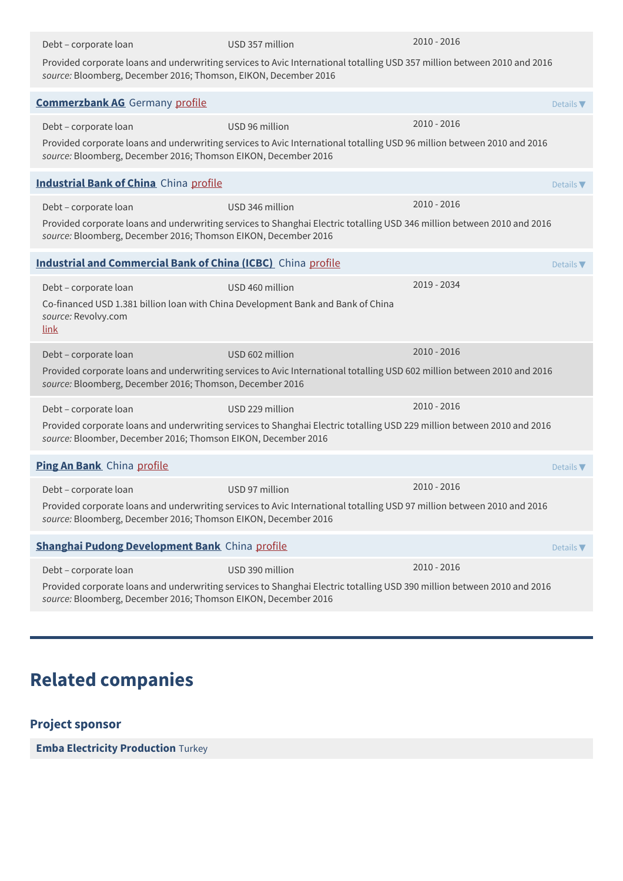Debt – corporate loan USD 357 million 2010 - 2016

Provided corporate loans and underwriting services to Avic International totalling USD 357 million between 2010 and 2016
*source:* Bloomberg, December 2016; Thomson, EIKON, December 2016

**Commerzbank AG** Germany profile

Details ▼

Debt – corporate loan USD 96 million 2010 - 2016

Provided corporate loans and underwriting services to Avic International totalling USD 96 million between 2010 and 2016
*source:* Bloomberg, December 2016; Thomson EIKON, December 2016

**Industrial Bank of China** China profile

Details ▼

Debt – corporate loan USD 346 million 2010 - 2016

Provided corporate loans and underwriting services to Shanghai Electric totalling USD 346 million between 2010 and 2016
*source:* Bloomberg, December 2016; Thomson EIKON, December 2016

**Industrial and Commercial Bank of China (ICBC)** China profile

Details ▼

Debt – corporate loan USD 460 million 2019 - 2034

Co-financed USD 1.381 billion loan with China Development Bank and Bank of China
*source:* Revolvy.com
link

Debt – corporate loan USD 602 million 2010 - 2016

Provided corporate loans and underwriting services to Avic International totalling USD 602 million between 2010 and 2016
*source:* Bloomberg, December 2016; Thomson, December 2016

Debt – corporate loan USD 229 million 2010 - 2016

Provided corporate loans and underwriting services to Shanghai Electric totalling USD 229 million between 2010 and 2016
*source:* Bloomber, December 2016; Thomson EIKON, December 2016

**Ping An Bank** China profile

Details ▼

Debt – corporate loan USD 97 million 2010 - 2016

Provided corporate loans and underwriting services to Avic International totalling USD 97 million between 2010 and 2016
*source:* Bloomberg, December 2016; Thomson EIKON, December 2016

**Shanghai Pudong Development Bank** China profile

Details ▼

Debt – corporate loan USD 390 million 2010 - 2016

Provided corporate loans and underwriting services to Shanghai Electric totalling USD 390 million between 2010 and 2016
*source:* Bloomberg, December 2016; Thomson EIKON, December 2016

## Related companies

### Project sponsor

**Emba Electricity Production** Turkey